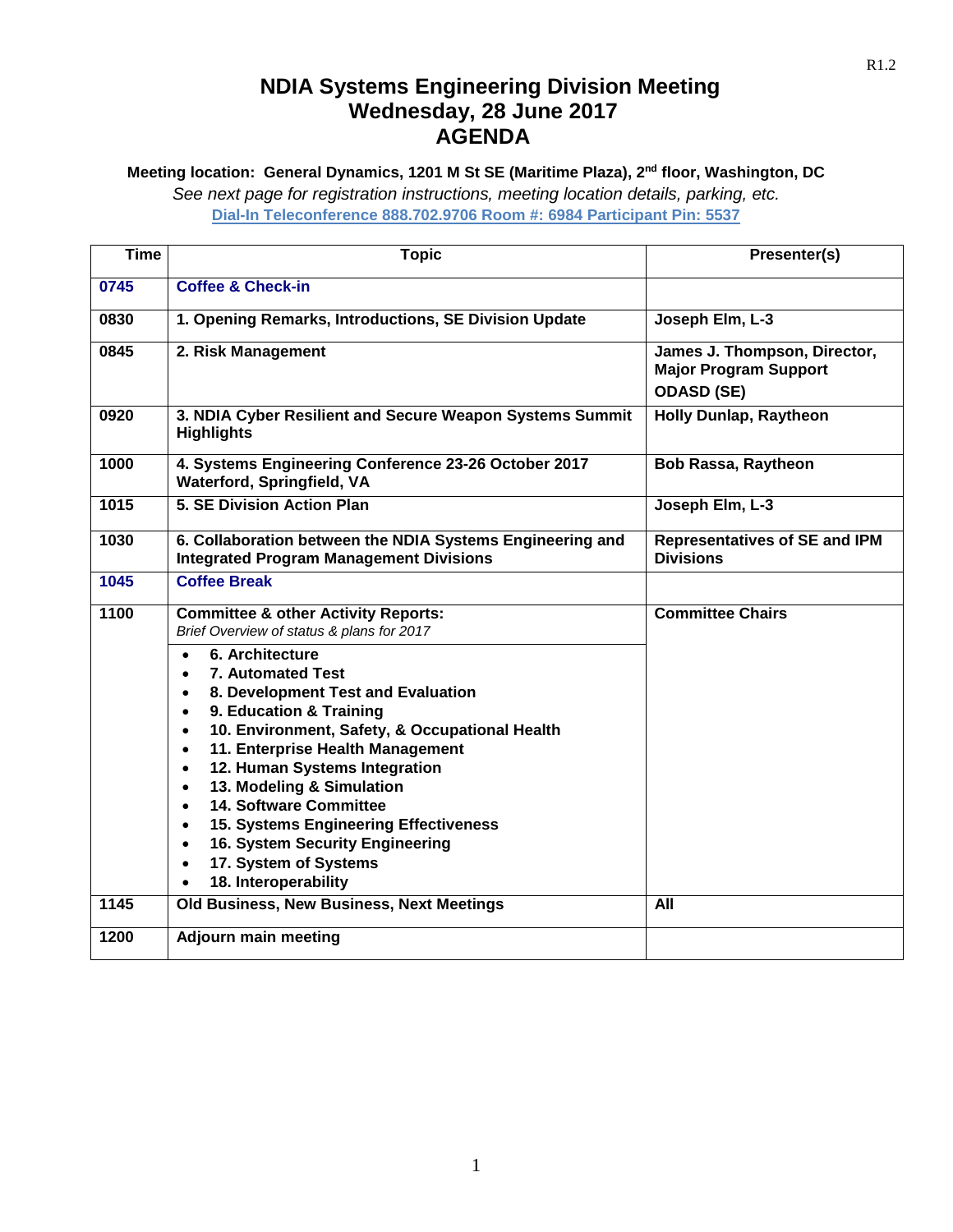# NDIA Systems Engineering Division Meeting
# Wednesday, 28 June 2017
# AGENDA

**Meeting location: General Dynamics, 1201 M St SE (Maritime Plaza), 2nd floor, Washington, DC**

*See next page for registration instructions, meeting location details, parking, etc.*

**Dial-In Teleconference 888.702.9706 Room #: 6984 Participant Pin: 5537**

| Time | Topic | Presenter(s) |
|---|---|---|
| **0745** | **Coffee & Check-in** | |
| **0830** | **1. Opening Remarks, Introductions, SE Division Update** | **Joseph Elm, L-3** |
| **0845** | **2. Risk Management** | **James J. Thompson, Director, Major Program Support ODASD (SE)** |
| **0920** | **3. NDIA Cyber Resilient and Secure Weapon Systems Summit Highlights** | **Holly Dunlap, Raytheon** |
| **1000** | **4. Systems Engineering Conference 23-26 October 2017 Waterford, Springfield, VA** | **Bob Rassa, Raytheon** |
| **1015** | **5. SE Division Action Plan** | **Joseph Elm, L-3** |
| **1030** | **6. Collaboration between the NDIA Systems Engineering and Integrated Program Management Divisions** | **Representatives of SE and IPM Divisions** |
| **1045** | **Coffee Break** | |
| **1100** | **Committee & other Activity Reports:** *Brief Overview of status & plans for 2017*<br>• **6. Architecture**<br>• **7. Automated Test**<br>• **8. Development Test and Evaluation**<br>• **9. Education & Training**<br>• **10. Environment, Safety, & Occupational Health**<br>• **11. Enterprise Health Management**<br>• **12. Human Systems Integration**<br>• **13. Modeling & Simulation**<br>• **14. Software Committee**<br>• **15. Systems Engineering Effectiveness**<br>• **16. System Security Engineering**<br>• **17. System of Systems**<br>• **18. Interoperability** | **Committee Chairs** |
| **1145** | **Old Business, New Business, Next Meetings** | **All** |
| **1200** | **Adjourn main meeting** | |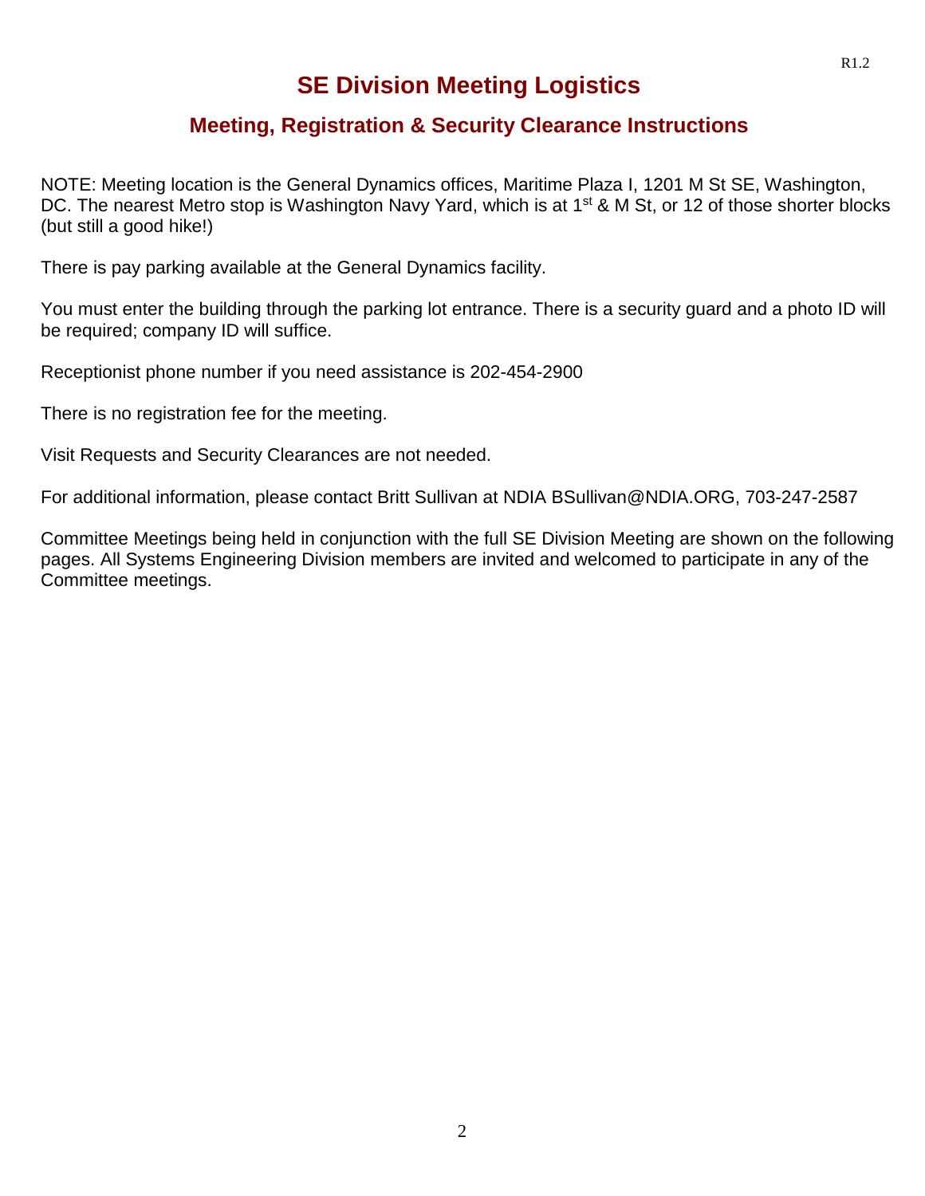# SE Division Meeting Logistics

## Meeting, Registration & Security Clearance Instructions

NOTE: Meeting location is the General Dynamics offices, Maritime Plaza I, 1201 M St SE, Washington, DC. The nearest Metro stop is Washington Navy Yard, which is at 1st & M St, or 12 of those shorter blocks (but still a good hike!)

There is pay parking available at the General Dynamics facility.

You must enter the building through the parking lot entrance. There is a security guard and a photo ID will be required; company ID will suffice.

Receptionist phone number if you need assistance is 202-454-2900

There is no registration fee for the meeting.

Visit Requests and Security Clearances are not needed.

For additional information, please contact Britt Sullivan at NDIA BSullivan@NDIA.ORG, 703-247-2587

Committee Meetings being held in conjunction with the full SE Division Meeting are shown on the following pages. All Systems Engineering Division members are invited and welcomed to participate in any of the Committee meetings.